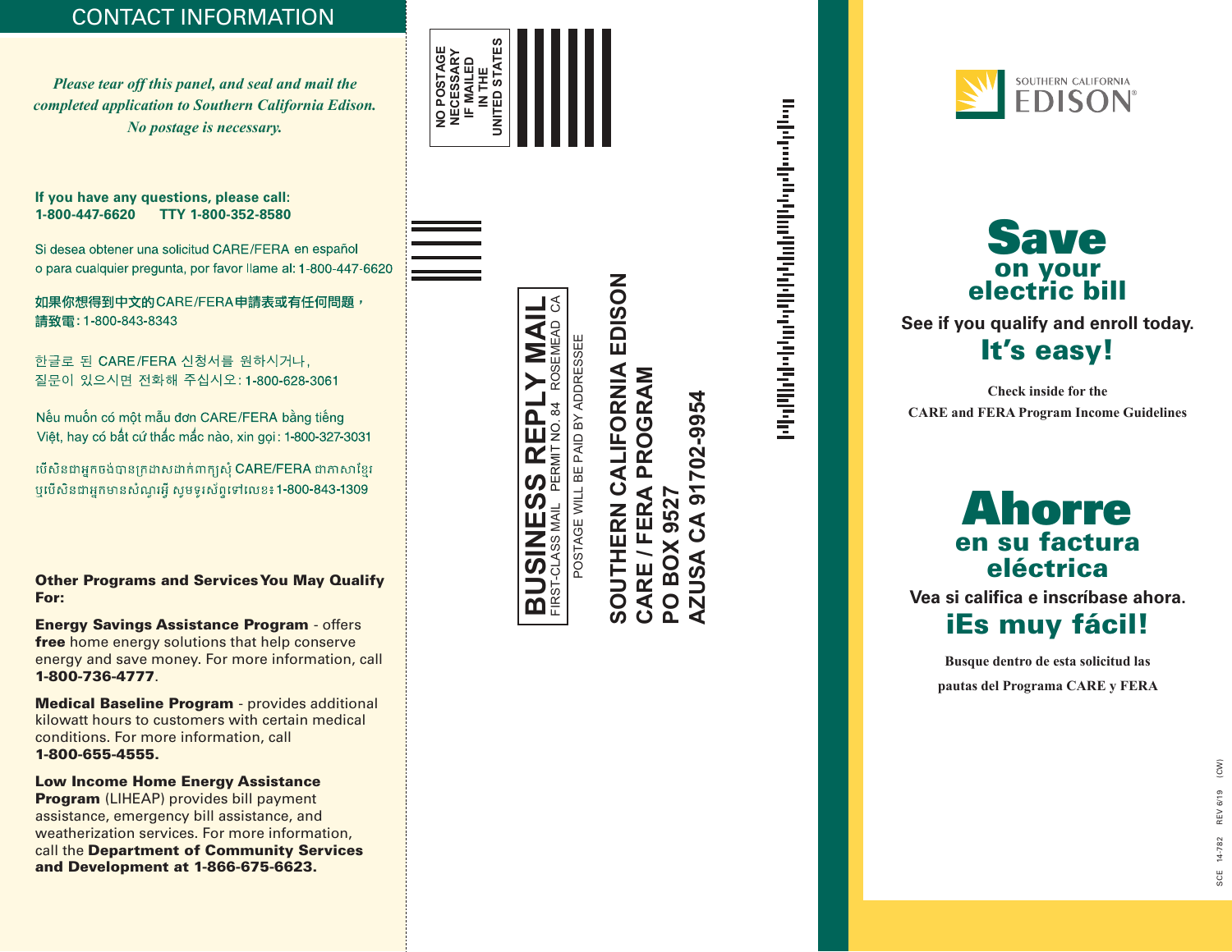## CONTACT INFORMATION

*Please tear off this panel, and seal and mail the completed application to Southern California Edison. No postage is necessary.*

**If you have any questions, please call:**
**1-800-447-6620 TTY 1-800-352-8580**

Si desea obtener una solicitud CARE/FERA en español o para cualquier pregunta, por favor llame al: 1-800-447-6620

如果你想得到中文的CARE/FERA申請表或有任何問題，請致電: 1-800-843-8343

한글로 된 CARE/FERA 신청서를 원하시거나, 질문이 있으시면 전화해 주십시오: 1-800-628-3061

Nếu muốn có một mẫu đơn CARE/FERA bằng tiếng Việt, hay có bất cứ thắc mắc nào, xin gọi: 1-800-327-3031

បើសិនជាអ្នកចង់បានក្រដាសដាក់ពាក្យសុំ CARE/FERA ជាភាសាខ្មែរ ឬបើសិនជាអ្នកមានសំណួរអ្វី សូមទូរស័ព្ទទៅលេខ៖ 1-800-843-1309

**Other Programs and Services You May Qualify For:**

**Energy Savings Assistance Program** - offers **free** home energy solutions that help conserve energy and save money. For more information, call **1-800-736-4777**.

**Medical Baseline Program** - provides additional kilowatt hours to customers with certain medical conditions. For more information, call **1-800-655-4555.**

**Low Income Home Energy Assistance Program** (LIHEAP) provides bill payment assistance, emergency bill assistance, and weatherization services. For more information, call the **Department of Community Services and Development at 1-866-675-6623.**

---

NO POSTAGE NECESSARY IF MAILED IN THE UNITED STATES

**BUSINESS REPLY MAIL**
FIRST-CLASS MAIL PERMIT NO. 84 ROSEMEAD CA

POSTAGE WILL BE PAID BY ADDRESSEE

**SOUTHERN CALIFORNIA EDISON**
**CARE / FERA PROGRAM**
**PO BOX 9527**
**AZUSA CA 91702-9954**

---

SOUTHERN CALIFORNIA EDISON®

# Save on your electric bill

**See if you qualify and enroll today.**

## It's easy!

**Check inside for the CARE and FERA Program Income Guidelines**

# Ahorre en su factura eléctrica

**Vea si califica e inscríbase ahora.**

## ¡Es muy fácil!

**Busque dentro de esta solicitud las pautas del Programa CARE y FERA**

SCE 14-782 REV 6/19 (CW)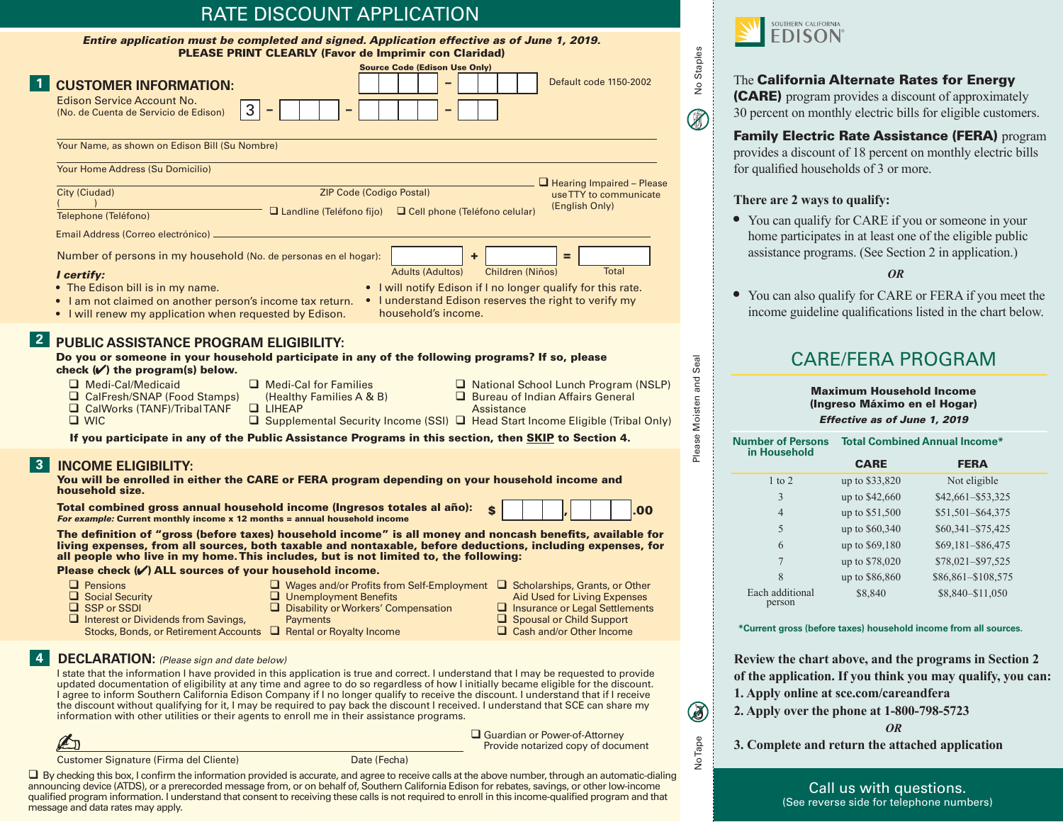# RATE DISCOUNT APPLICATION

***Entire application must be completed and signed. Application effective as of June 1, 2019.***
**PLEASE PRINT CLEARLY (Favor de Imprimir con Claridad)**

## 1 CUSTOMER INFORMATION:

Source Code (Edison Use Only) ____ – ____ Default code 1150-2002

Edison Service Account No. (No. de Cuenta de Servicio de Edison) 3 – ___ – ____ – __

Your Name, as shown on Edison Bill (Su Nombre)

Your Home Address (Su Domicilio)

City (Ciudad) ZIP Code (Codigo Postal)

❑ Hearing Impaired – Please use TTY to communicate (English Only)

( ) Telephone (Teléfono) ❑ Landline (Teléfono fijo) ❑ Cell phone (Teléfono celular)

Email Address (Correo electrónico)

Number of persons in my household (No. de personas en el hogar): ____ Adults (Adultos) + ____ Children (Niños) = ____ Total

***I certify:***

- The Edison bill is in my name.
- I am not claimed on another person's income tax return.
- I will renew my application when requested by Edison.
- I will notify Edison if I no longer qualify for this rate.
- I understand Edison reserves the right to verify my household's income.

## 2 PUBLIC ASSISTANCE PROGRAM ELIGIBILITY:

**Do you or someone in your household participate in any of the following programs? If so, please check (✔) the program(s) below.**

- ❑ Medi-Cal/Medicaid
- ❑ CalFresh/SNAP (Food Stamps)
- ❑ CalWorks (TANF)/Tribal TANF
- ❑ WIC
- ❑ Medi-Cal for Families (Healthy Families A & B)
- ❑ LIHEAP
- ❑ Supplemental Security Income (SSI)
- ❑ National School Lunch Program (NSLP)
- ❑ Bureau of Indian Affairs General Assistance
- ❑ Head Start Income Eligible (Tribal Only)

**If you participate in any of the Public Assistance Programs in this section, then SKIP to Section 4.**

## 3 INCOME ELIGIBILITY:

**You will be enrolled in either the CARE or FERA program depending on your household income and household size.**

**Total combined gross annual household income (Ingresos totales al año):** $ ___,___.00
***For example:*** **Current monthly income x 12 months = annual household income**

**The definition of "gross (before taxes) household income" is all money and noncash benefits, available for living expenses, from all sources, both taxable and nontaxable, before deductions, including expenses, for all people who live in my home. This includes, but is not limited to, the following:**

**Please check (✔) ALL sources of your household income.**

- ❑ Pensions
- ❑ Social Security
- ❑ SSP or SSDI
- ❑ Interest or Dividends from Savings, Stocks, Bonds, or Retirement Accounts
- ❑ Wages and/or Profits from Self-Employment
- ❑ Unemployment Benefits
- ❑ Disability or Workers' Compensation Payments
- ❑ Rental or Royalty Income
- ❑ Scholarships, Grants, or Other Aid Used for Living Expenses
- ❑ Insurance or Legal Settlements
- ❑ Spousal or Child Support
- ❑ Cash and/or Other Income

## 4 DECLARATION: *(Please sign and date below)*

I state that the information I have provided in this application is true and correct. I understand that I may be requested to provide updated documentation of eligibility at any time and agree to do so regardless of how I initially became eligible for the discount. I agree to inform Southern California Edison Company if I no longer qualify to receive the discount. I understand that if I receive the discount without qualifying for it, I may be required to pay back the discount I received. I understand that SCE can share my information with other utilities or their agents to enroll me in their assistance programs.

❑ Guardian or Power-of-Attorney Provide notarized copy of document

Customer Signature (Firma del Cliente) Date (Fecha)

❑ By checking this box, I confirm the information provided is accurate, and agree to receive calls at the above number, through an automatic-dialing announcing device (ATDS), or a prerecorded message from, or on behalf of, Southern California Edison for rebates, savings, or other low-income qualified program information. I understand that consent to receiving these calls is not required to enroll in this income-qualified program and that message and data rates may apply.

No Staples

Please Moisten and Seal

No Tape

SOUTHERN CALIFORNIA EDISON

The **California Alternate Rates for Energy (CARE)** program provides a discount of approximately 30 percent on monthly electric bills for eligible customers.

**Family Electric Rate Assistance (FERA)** program provides a discount of 18 percent on monthly electric bills for qualified households of 3 or more.

**There are 2 ways to qualify:**

- You can qualify for CARE if you or someone in your home participates in at least one of the eligible public assistance programs. (See Section 2 in application.)

***OR***

- You can also qualify for CARE or FERA if you meet the income guideline qualifications listed in the chart below.

## CARE/FERA PROGRAM

**Maximum Household Income**
**(Ingreso Máximo en el Hogar)**
***Effective as of June 1, 2019***

| Number of Persons in Household | Total Combined Annual Income* | |
|---|---|---|
| | **CARE** | **FERA** |
| 1 to 2 | up to $33,820 | Not eligible |
| 3 | up to $42,660 | $42,661–$53,325 |
| 4 | up to $51,500 | $51,501–$64,375 |
| 5 | up to $60,340 | $60,341–$75,425 |
| 6 | up to $69,180 | $69,181–$86,475 |
| 7 | up to $78,020 | $78,021–$97,525 |
| 8 | up to $86,860 | $86,861–$108,575 |
| Each additional person | $8,840 | $8,840–$11,050 |

***Current gross (before taxes) household income from all sources.**

**Review the chart above, and the programs in Section 2 of the application. If you think you may qualify, you can:**

**1. Apply online at sce.com/careandfera**

**2. Apply over the phone at 1-800-798-5723**

***OR***

**3. Complete and return the attached application**

Call us with questions.
(See reverse side for telephone numbers)